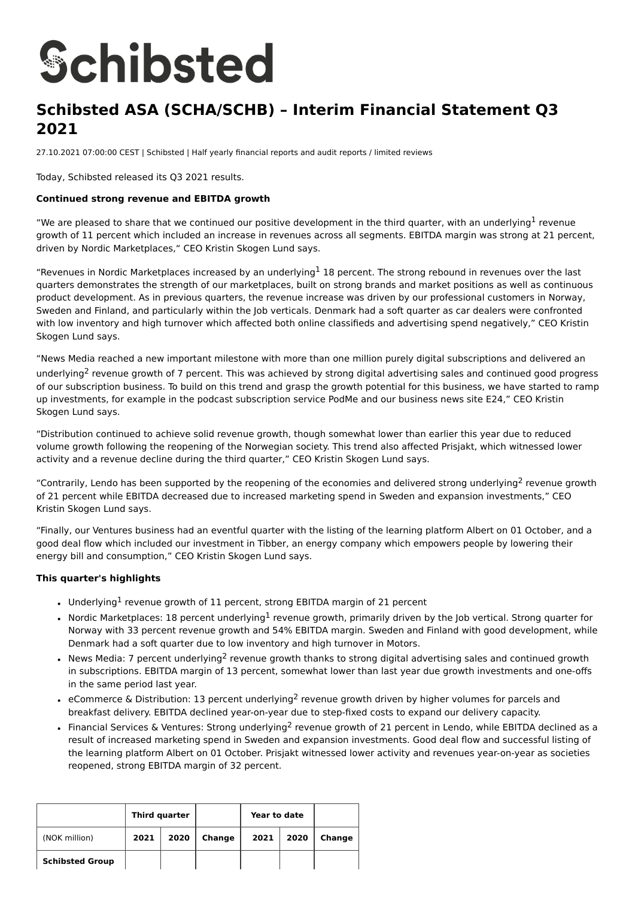# Schibsted

# Schibsted ASA (SCHA/SCHB) – Interim Financial Statement Q3 2021

27.10.2021 07:00:00 CEST | Schibsted | Half yearly financial reports and audit reports / limited reviews

Today, Schibsted released its Q3 2021 results.

**Continued strong revenue and EBITDA growth**

"We are pleased to share that we continued our positive development in the third quarter, with an underlying[1] revenue growth of 11 percent which included an increase in revenues across all segments. EBITDA margin was strong at 21 percent, driven by Nordic Marketplaces," CEO Kristin Skogen Lund says.

"Revenues in Nordic Marketplaces increased by an underlying[1] 18 percent. The strong rebound in revenues over the last quarters demonstrates the strength of our marketplaces, built on strong brands and market positions as well as continuous product development. As in previous quarters, the revenue increase was driven by our professional customers in Norway, Sweden and Finland, and particularly within the Job verticals. Denmark had a soft quarter as car dealers were confronted with low inventory and high turnover which affected both online classifieds and advertising spend negatively," CEO Kristin Skogen Lund says.

"News Media reached a new important milestone with more than one million purely digital subscriptions and delivered an underlying[2] revenue growth of 7 percent. This was achieved by strong digital advertising sales and continued good progress of our subscription business. To build on this trend and grasp the growth potential for this business, we have started to ramp up investments, for example in the podcast subscription service PodMe and our business news site E24," CEO Kristin Skogen Lund says.

"Distribution continued to achieve solid revenue growth, though somewhat lower than earlier this year due to reduced volume growth following the reopening of the Norwegian society. This trend also affected Prisjakt, which witnessed lower activity and a revenue decline during the third quarter," CEO Kristin Skogen Lund says.

"Contrarily, Lendo has been supported by the reopening of the economies and delivered strong underlying[2] revenue growth of 21 percent while EBITDA decreased due to increased marketing spend in Sweden and expansion investments," CEO Kristin Skogen Lund says.

"Finally, our Ventures business had an eventful quarter with the listing of the learning platform Albert on 01 October, and a good deal flow which included our investment in Tibber, an energy company which empowers people by lowering their energy bill and consumption," CEO Kristin Skogen Lund says.

**This quarter's highlights**

- Underlying[1] revenue growth of 11 percent, strong EBITDA margin of 21 percent
- Nordic Marketplaces: 18 percent underlying[1] revenue growth, primarily driven by the Job vertical. Strong quarter for Norway with 33 percent revenue growth and 54% EBITDA margin. Sweden and Finland with good development, while Denmark had a soft quarter due to low inventory and high turnover in Motors.
- News Media: 7 percent underlying[2] revenue growth thanks to strong digital advertising sales and continued growth in subscriptions. EBITDA margin of 13 percent, somewhat lower than last year due growth investments and one-offs in the same period last year.
- eCommerce & Distribution: 13 percent underlying[2] revenue growth driven by higher volumes for parcels and breakfast delivery. EBITDA declined year-on-year due to step-fixed costs to expand our delivery capacity.
- Financial Services & Ventures: Strong underlying[2] revenue growth of 21 percent in Lendo, while EBITDA declined as a result of increased marketing spend in Sweden and expansion investments. Good deal flow and successful listing of the learning platform Albert on 01 October. Prisjakt witnessed lower activity and revenues year-on-year as societies reopened, strong EBITDA margin of 32 percent.

| | Third quarter | | | Year to date | | |
|---|---|---|---|---|---|---|
| (NOK million) | 2021 | 2020 | Change | 2021 | 2020 | Change |
| **Schibsted Group** | | | | | | |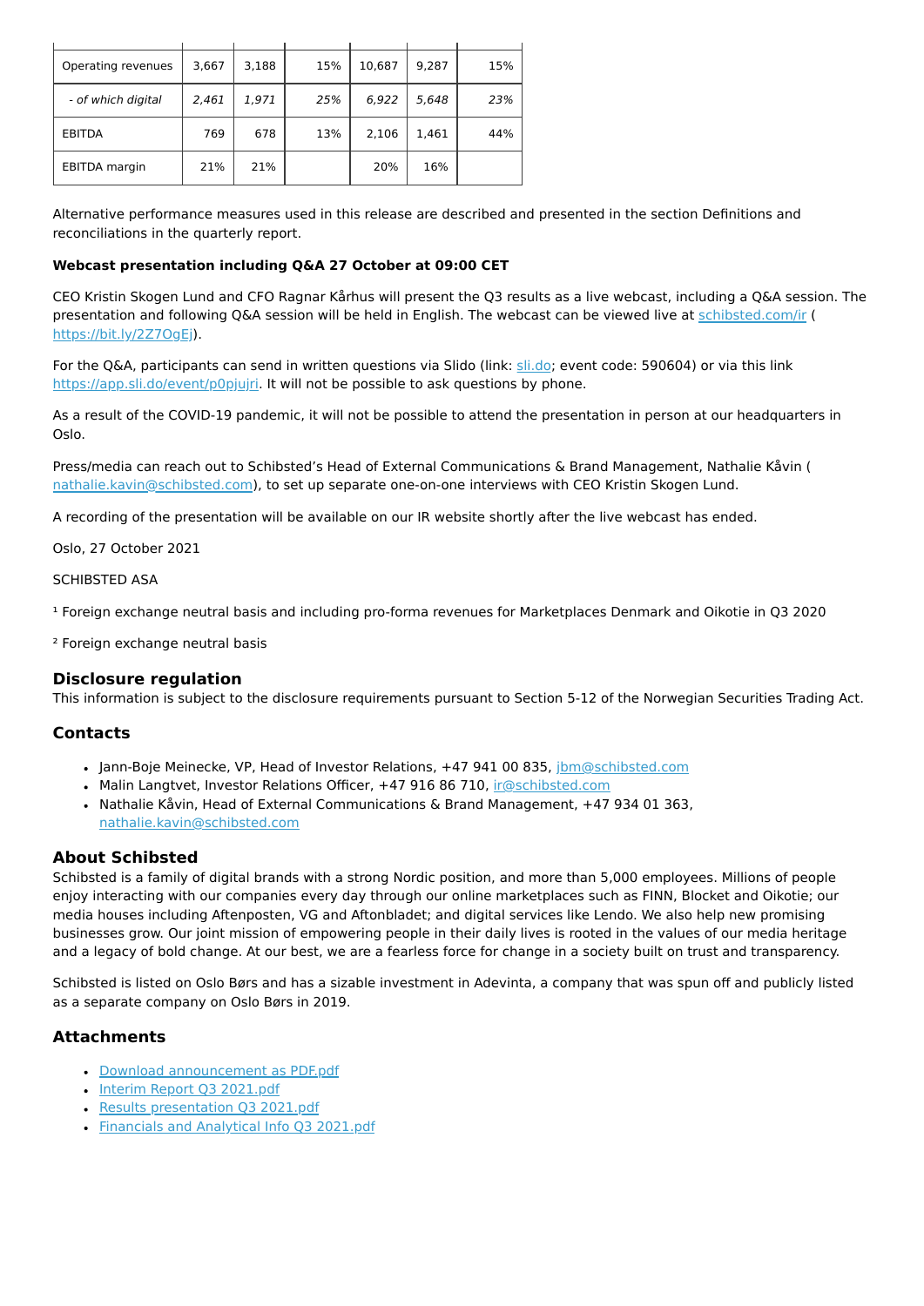| | | | | | | |
|---|---|---|---|---|---|---|
| Operating revenues | 3,667 | 3,188 | 15% | 10,687 | 9,287 | 15% |
| *- of which digital* | *2,461* | *1,971* | *25%* | *6,922* | *5,648* | *23%* |
| EBITDA | 769 | 678 | 13% | 2,106 | 1,461 | 44% |
| EBITDA margin | 21% | 21% | | 20% | 16% | |

Alternative performance measures used in this release are described and presented in the section Definitions and reconciliations in the quarterly report.

**Webcast presentation including Q&A 27 October at 09:00 CET**

CEO Kristin Skogen Lund and CFO Ragnar Kårhus will present the Q3 results as a live webcast, including a Q&A session. The presentation and following Q&A session will be held in English. The webcast can be viewed live at schibsted.com/ir ( https://bit.ly/2Z7OgEj).

For the Q&A, participants can send in written questions via Slido (link: sli.do; event code: 590604) or via this link https://app.sli.do/event/p0pjujri. It will not be possible to ask questions by phone.

As a result of the COVID-19 pandemic, it will not be possible to attend the presentation in person at our headquarters in Oslo.

Press/media can reach out to Schibsted's Head of External Communications & Brand Management, Nathalie Kåvin ( nathalie.kavin@schibsted.com), to set up separate one-on-one interviews with CEO Kristin Skogen Lund.

A recording of the presentation will be available on our IR website shortly after the live webcast has ended.

Oslo, 27 October 2021

SCHIBSTED ASA

[1] Foreign exchange neutral basis and including pro-forma revenues for Marketplaces Denmark and Oikotie in Q3 2020

[2] Foreign exchange neutral basis

## Disclosure regulation

This information is subject to the disclosure requirements pursuant to Section 5-12 of the Norwegian Securities Trading Act.

## Contacts

- Jann-Boje Meinecke, VP, Head of Investor Relations, +47 941 00 835, jbm@schibsted.com
- Malin Langtvet, Investor Relations Officer, +47 916 86 710, ir@schibsted.com
- Nathalie Kåvin, Head of External Communications & Brand Management, +47 934 01 363, nathalie.kavin@schibsted.com

## About Schibsted

Schibsted is a family of digital brands with a strong Nordic position, and more than 5,000 employees. Millions of people enjoy interacting with our companies every day through our online marketplaces such as FINN, Blocket and Oikotie; our media houses including Aftenposten, VG and Aftonbladet; and digital services like Lendo. We also help new promising businesses grow. Our joint mission of empowering people in their daily lives is rooted in the values of our media heritage and a legacy of bold change. At our best, we are a fearless force for change in a society built on trust and transparency.

Schibsted is listed on Oslo Børs and has a sizable investment in Adevinta, a company that was spun off and publicly listed as a separate company on Oslo Børs in 2019.

## Attachments

- Download announcement as PDF.pdf
- Interim Report Q3 2021.pdf
- Results presentation Q3 2021.pdf
- Financials and Analytical Info Q3 2021.pdf